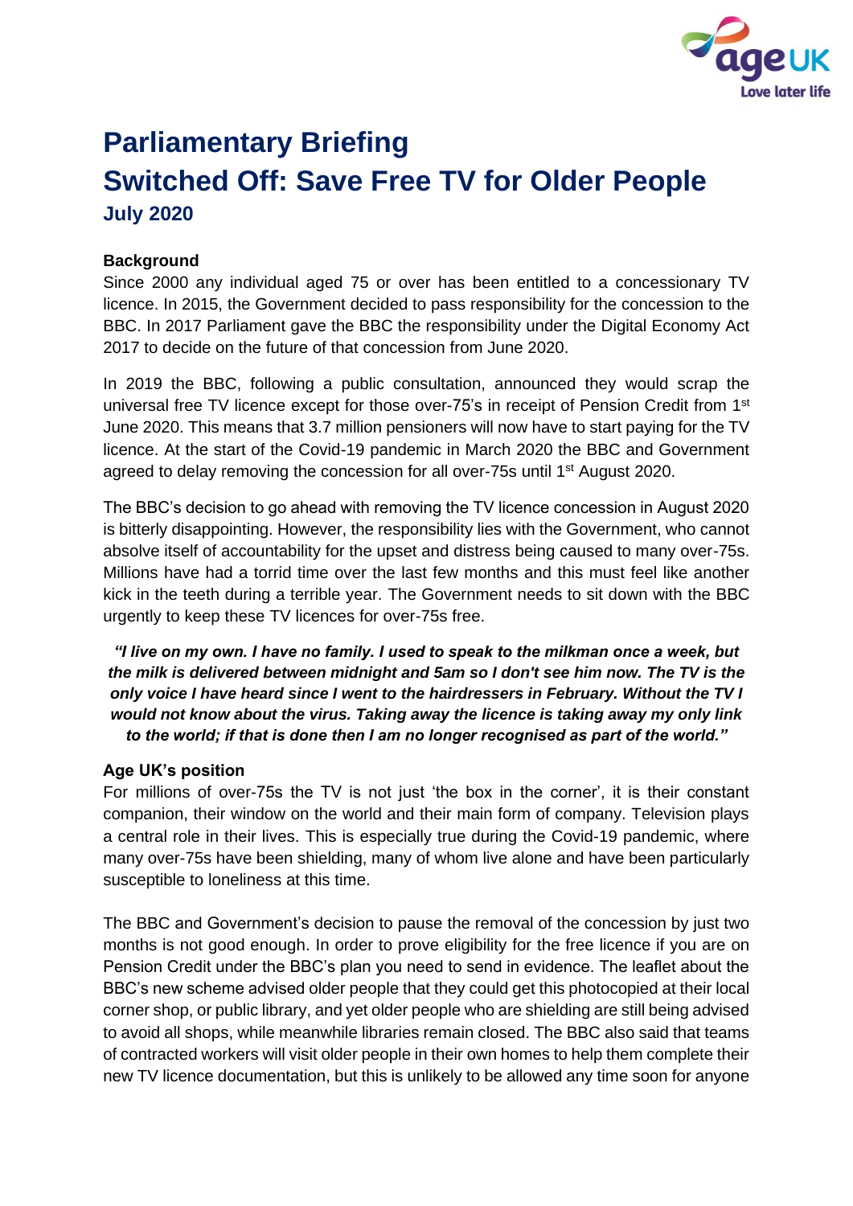# Parliamentary Briefing
# Switched Off: Save Free TV for Older People
### July 2020

**Background**

Since 2000 any individual aged 75 or over has been entitled to a concessionary TV licence. In 2015, the Government decided to pass responsibility for the concession to the BBC. In 2017 Parliament gave the BBC the responsibility under the Digital Economy Act 2017 to decide on the future of that concession from June 2020.

In 2019 the BBC, following a public consultation, announced they would scrap the universal free TV licence except for those over-75's in receipt of Pension Credit from 1st June 2020. This means that 3.7 million pensioners will now have to start paying for the TV licence. At the start of the Covid-19 pandemic in March 2020 the BBC and Government agreed to delay removing the concession for all over-75s until 1st August 2020.

The BBC's decision to go ahead with removing the TV licence concession in August 2020 is bitterly disappointing. However, the responsibility lies with the Government, who cannot absolve itself of accountability for the upset and distress being caused to many over-75s. Millions have had a torrid time over the last few months and this must feel like another kick in the teeth during a terrible year. The Government needs to sit down with the BBC urgently to keep these TV licences for over-75s free.

***"I live on my own. I have no family. I used to speak to the milkman once a week, but the milk is delivered between midnight and 5am so I don't see him now. The TV is the only voice I have heard since I went to the hairdressers in February. Without the TV I would not know about the virus. Taking away the licence is taking away my only link to the world; if that is done then I am no longer recognised as part of the world."***

**Age UK's position**

For millions of over-75s the TV is not just 'the box in the corner', it is their constant companion, their window on the world and their main form of company. Television plays a central role in their lives. This is especially true during the Covid-19 pandemic, where many over-75s have been shielding, many of whom live alone and have been particularly susceptible to loneliness at this time.

The BBC and Government's decision to pause the removal of the concession by just two months is not good enough. In order to prove eligibility for the free licence if you are on Pension Credit under the BBC's plan you need to send in evidence. The leaflet about the BBC's new scheme advised older people that they could get this photocopied at their local corner shop, or public library, and yet older people who are shielding are still being advised to avoid all shops, while meanwhile libraries remain closed. The BBC also said that teams of contracted workers will visit older people in their own homes to help them complete their new TV licence documentation, but this is unlikely to be allowed any time soon for anyone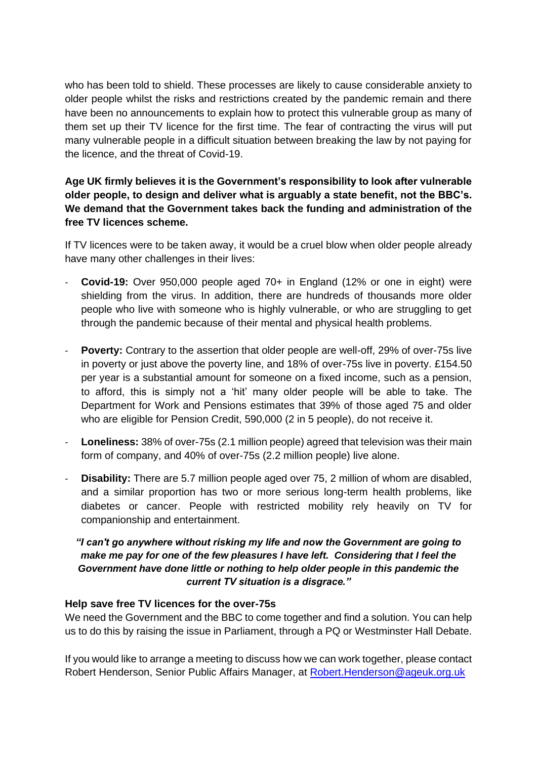who has been told to shield. These processes are likely to cause considerable anxiety to older people whilst the risks and restrictions created by the pandemic remain and there have been no announcements to explain how to protect this vulnerable group as many of them set up their TV licence for the first time. The fear of contracting the virus will put many vulnerable people in a difficult situation between breaking the law by not paying for the licence, and the threat of Covid-19.

**Age UK firmly believes it is the Government's responsibility to look after vulnerable older people, to design and deliver what is arguably a state benefit, not the BBC's. We demand that the Government takes back the funding and administration of the free TV licences scheme.**

If TV licences were to be taken away, it would be a cruel blow when older people already have many other challenges in their lives:

- **Covid-19:** Over 950,000 people aged 70+ in England (12% or one in eight) were shielding from the virus. In addition, there are hundreds of thousands more older people who live with someone who is highly vulnerable, or who are struggling to get through the pandemic because of their mental and physical health problems.

- **Poverty:** Contrary to the assertion that older people are well-off, 29% of over-75s live in poverty or just above the poverty line, and 18% of over-75s live in poverty. £154.50 per year is a substantial amount for someone on a fixed income, such as a pension, to afford, this is simply not a 'hit' many older people will be able to take. The Department for Work and Pensions estimates that 39% of those aged 75 and older who are eligible for Pension Credit, 590,000 (2 in 5 people), do not receive it.

- **Loneliness:** 38% of over-75s (2.1 million people) agreed that television was their main form of company, and 40% of over-75s (2.2 million people) live alone.

- **Disability:** There are 5.7 million people aged over 75, 2 million of whom are disabled, and a similar proportion has two or more serious long-term health problems, like diabetes or cancer. People with restricted mobility rely heavily on TV for companionship and entertainment.

***"I can't go anywhere without risking my life and now the Government are going to make me pay for one of the few pleasures I have left. Considering that I feel the Government have done little or nothing to help older people in this pandemic the current TV situation is a disgrace."***

**Help save free TV licences for the over-75s**

We need the Government and the BBC to come together and find a solution. You can help us to do this by raising the issue in Parliament, through a PQ or Westminster Hall Debate.

If you would like to arrange a meeting to discuss how we can work together, please contact Robert Henderson, Senior Public Affairs Manager, at [Robert.Henderson@ageuk.org.uk](mailto:Robert.Henderson@ageuk.org.uk)